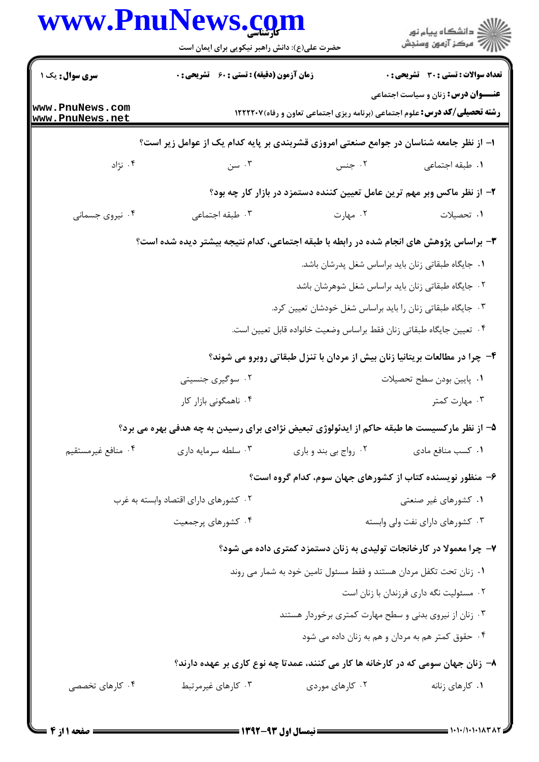**سری سوال:** یک ۱ | **زمان آزمون (دقیقه) : تستی : ۶۰ تشریحی : ۰** | **تعداد سوالات : تستی : ۳۰ تشریحی : ۰**

**عنـــوان درس:** زنان و سیاست اجتماعی

**رشته تحصیلی/کد درس:** علوم اجتماعی (برنامه ریزی اجتماعی تعاون و رفاه)۱۲۲۲۲۰۷

**۱- از نظر جامعه شناسان در جوامع صنعتی امروزی قشربندی بر پایه کدام یک از عوامل زیر است؟**

۱. طبقه اجتماعی
۲. جنس
۳. سن
۴. نژاد

**۲- از نظر ماکس وبر مهم ترین عامل تعیین کننده دستمزد در بازار کار چه بود؟**

۱. تحصیلات
۲. مهارت
۳. طبقه اجتماعی
۴. نیروی جسمانی

**۳- براساس پژوهش های انجام شده در رابطه با طبقه اجتماعی، کدام نتیجه بیشتر دیده شده است؟**

۱. جایگاه طبقاتی زنان باید براساس شغل پدرشان باشد.
۲. جایگاه طبقاتی زنان باید براساس شغل شوهرشان باشد
۳. جایگاه طبقاتی زنان را باید براساس شغل خودشان تعیین کرد.
۴. تعیین جایگاه طبقاتی زنان فقط براساس وضعیت خانواده قابل تعیین است.

**۴- چرا در مطالعات بریتانیا زنان بیش از مردان با تنزل طبقاتی روبرو می شوند؟**

۱. پایین بودن سطح تحصیلات
۲. سوگیری جنسیتی
۳. مهارت کمتر
۴. ناهمگونی بازار کار

**۵- از نظر مارکسیست ها طبقه حاکم از ایدئولوژی تبعیض نژادی برای رسیدن به چه هدفی بهره می برد؟**

۱. کسب منافع مادی
۲. رواج بی بند و باری
۳. سلطه سرمایه داری
۴. منافع غیرمستقیم

**۶- منظور نویسنده کتاب از کشورهای جهان سوم، کدام گروه است؟**

۱. کشورهای غیر صنعتی
۲. کشورهای دارای اقتصاد وابسته به غرب
۳. کشورهای دارای نفت ولی وابسته
۴. کشورهای پرجمعیت

**۷- چرا معمولا در کارخانجات تولیدی به زنان دستمزد کمتری داده می شود؟**

۱. زنان تحت تکفل مردان هستند و فقط مسئول تامین خود به شمار می روند
۲. مسئولیت نگه داری فرزندان با زنان است
۳. زنان از نیروی بدنی و سطح مهارت کمتری برخوردار هستند
۴. حقوق کمتر هم به مردان و هم به زنان داده می شود

**۸- زنان جهان سومی که در کارخانه ها کار می کنند، عمدتا چه نوع کاری بر عهده دارند؟**

۱. کارهای زنانه
۲. کارهای موردی
۳. کارهای غیرمرتبط
۴. کارهای تخصصی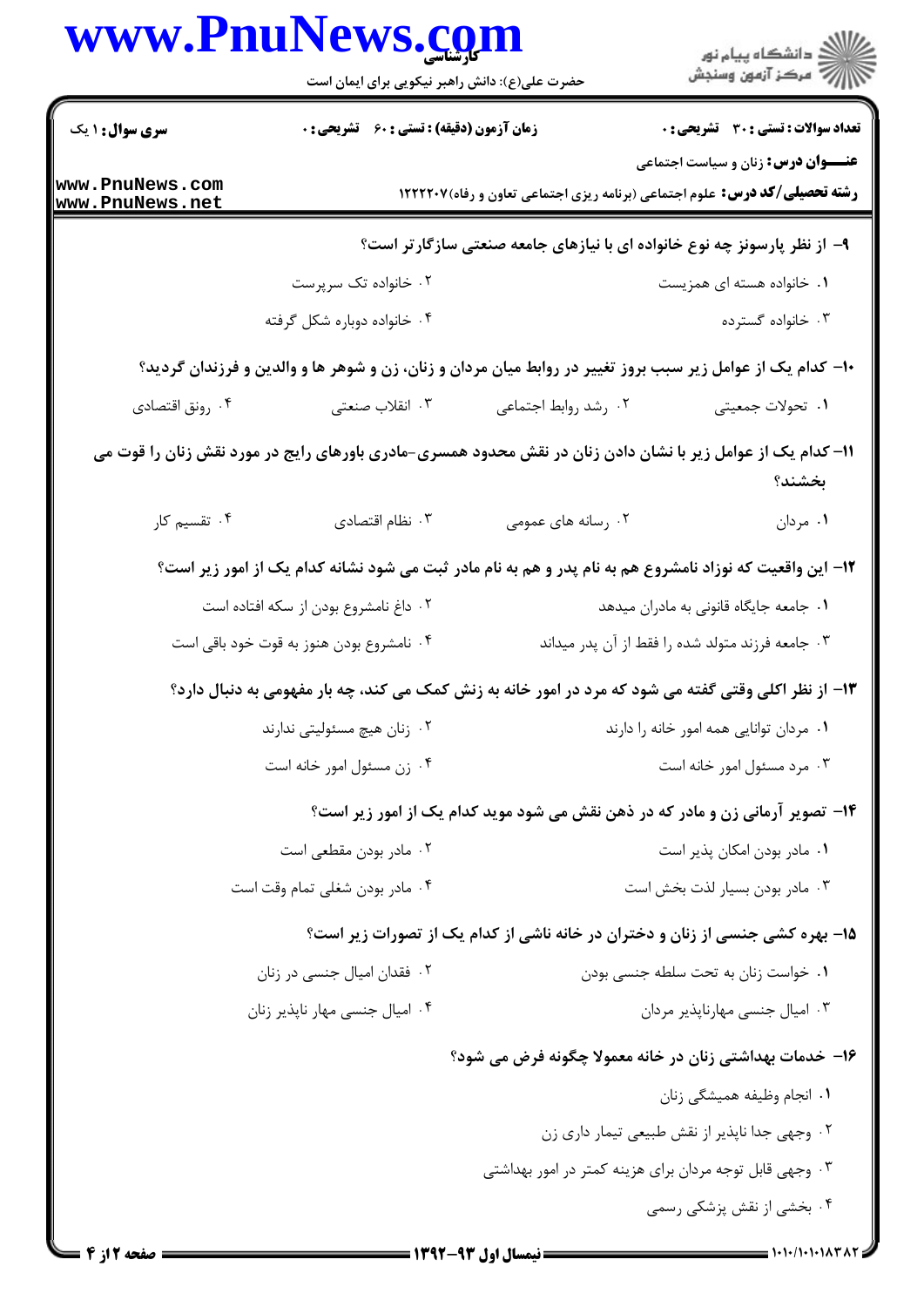**سری سوال:** ۱ یک

**زمان آزمون (دقیقه) : تستی : ۶۰ تشریحی : ۰**

**تعداد سوالات : تستی : ۳۰ تشریحی : ۰**

**عنـــوان درس:** زنان و سیاست اجتماعی

**رشته تحصیلی/کد درس:** علوم اجتماعی (برنامه ریزی اجتماعی تعاون و رفاه)۱۲۲۲۲۰۷

**۹- از نظر پارسونز چه نوع خانواده ای با نیازهای جامعه صنعتی سازگارتر است؟**

۱. خانواده هسته ای همزیست
۲. خانواده تک سرپرست
۳. خانواده گسترده
۴. خانواده دوباره شکل گرفته

**۱۰- کدام یک از عوامل زیر سبب بروز تغییر در روابط میان مردان و زنان، زن و شوهر ها و والدین و فرزندان گردید؟**

۱. تحولات جمعیتی
۲. رشد روابط اجتماعی
۳. انقلاب صنعتی
۴. رونق اقتصادی

**۱۱- کدام یک از عوامل زیر با نشان دادن زنان در نقش محدود همسری-مادری باورهای رایج در مورد نقش زنان را قوت می بخشند؟**

۱. مردان
۲. رسانه های عمومی
۳. نظام اقتصادی
۴. تقسیم کار

**۱۲- این واقعیت که نوزاد نامشروع هم به نام پدر و هم به نام مادر ثبت می شود نشانه کدام یک از امور زیر است؟**

۱. جامعه جایگاه قانونی به مادران میدهد
۲. داغ نامشروع بودن از سکه افتاده است
۳. جامعه فرزند متولد شده را فقط از آن پدر میداند
۴. نامشروع بودن هنوز به قوت خود باقی است

**۱۳- از نظر اکلی وقتی گفته می شود که مرد در امور خانه به زنش کمک می کند، چه بار مفهومی به دنبال دارد؟**

۱. مردان توانایی همه امور خانه را دارند
۲. زنان هیچ مسئولیتی ندارند
۳. مرد مسئول امور خانه است
۴. زن مسئول امور خانه است

**۱۴- تصویر آرمانی زن و مادر که در ذهن نقش می شود موید کدام یک از امور زیر است؟**

۱. مادر بودن امکان پذیر است
۲. مادر بودن مقطعی است
۳. مادر بودن بسیار لذت بخش است
۴. مادر بودن شغلی تمام وقت است

**۱۵- بهره کشی جنسی از زنان و دختران در خانه ناشی از کدام یک از تصورات زیر است؟**

۱. خواست زنان به تحت سلطه جنسی بودن
۲. فقدان امیال جنسی در زنان
۳. امیال جنسی مهارناپذیر مردان
۴. امیال جنسی مهار ناپذیر زنان

**۱۶- خدمات بهداشتی زنان در خانه معمولا چگونه فرض می شود؟**

۱. انجام وظیفه همیشگی زنان
۲. وجهی جدا ناپذیر از نقش طبیعی تیمار داری زن
۳. وجهی قابل توجه مردان برای هزینه کمتر در امور بهداشتی
۴. بخشی از نقش پزشکی رسمی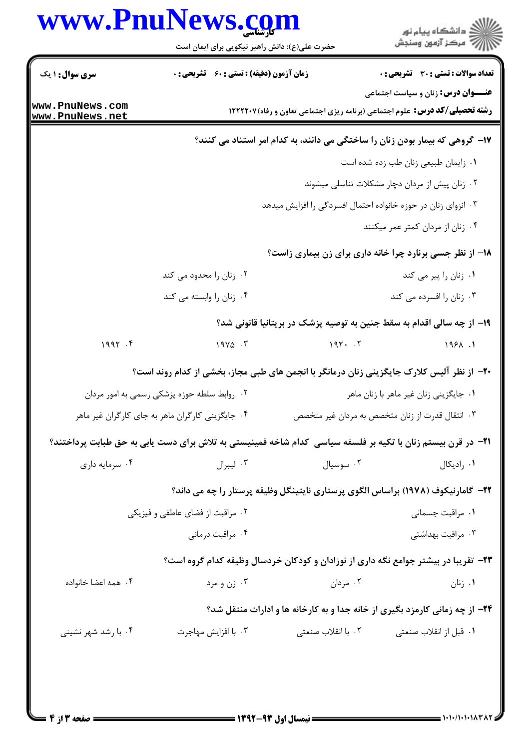۱۷- گروهی که بیمار بودن زنان را ساختگی می دانند، به کدام امر استناد می کنند؟

۱. زایمان طبیعی زنان طب زده شده است

۲. زنان پیش از مردان دچار مشکلات تناسلی میشوند

۳. انزوای زنان در حوزه خانواده احتمال افسردگی را افزایش میدهد

۴. زنان از مردان کمتر عمر میکنند

۱۸- از نظر جسی برنارد چرا خانه داری برای زن بیماری زاست؟

۱. زنان را پیر می کند

۲. زنان را محدود می کند

۳. زنان را افسرده می کند

۴. زنان را وابسته می کند

۱۹- از چه سالی اقدام به سقط جنین به توصیه پزشک در بریتانیا قانونی شد؟

۱. ۱۹۶۸

۲. ۱۹۲۰

۳. ۱۹۷۵

۴. ۱۹۹۲

۲۰- از نظر آلیس کلارک جایگزینی زنان درمانگر با انجمن های طبی مجاز، بخشی از کدام روند است؟

۱. جایگزینی زنان غیر ماهر با زنان ماهر

۲. روابط سلطه حوزه پزشکی رسمی به امور مردان

۳. انتقال قدرت از زنان متخصص به مردان غیر متخصص

۴. جایگزینی کارگران ماهر به جای کارگران غیر ماهر

۲۱- در قرن بیستم زنان با تکیه بر فلسفه سیاسی کدام شاخه فمینیستی به تلاش برای دست یابی به حق طبابت پرداختند؟

۱. رادیکال

۲. سوسیال

۳. لیبرال

۴. سرمایه داری

۲۲- گامارنیکوف (۱۹۷۸) براساس الگوی پرستاری نایتینگل وظیفه پرستار را چه می داند؟

۱. مراقبت جسمانی

۲. مراقبت از فضای عاطفی و فیزیکی

۳. مراقبت بهداشتی

۴. مراقبت درمانی

۲۳- تقریبا در بیشتر جوامع نگه داری از نوزادان و کودکان خردسال وظیفه کدام گروه است؟

۱. زنان

۲. مردان

۳. زن و مرد

۴. همه اعضا خانواده

۲۴- از چه زمانی کارمزد بگیری از خانه جدا و به کارخانه ها و ادارات منتقل شد؟

۱. قبل از انقلاب صنعتی

۲. با انقلاب صنعتی

۳. با افزایش مهاجرت

۴. با رشد شهر نشینی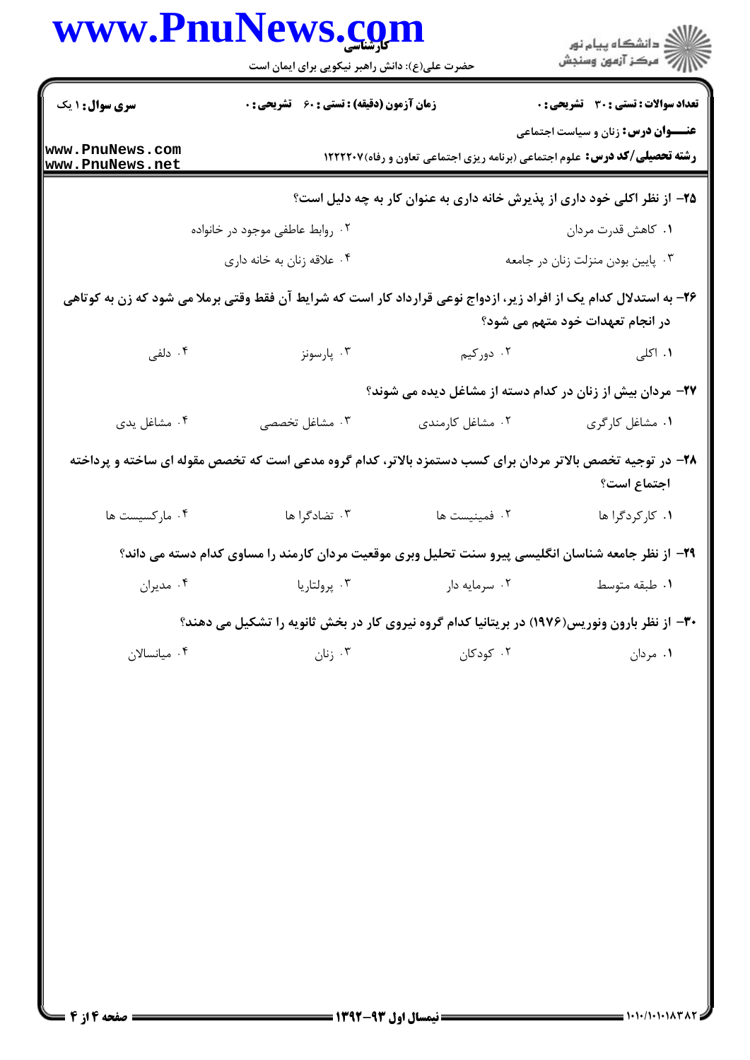۲۵- از نظر اکلی خود داری از پذیرش خانه داری به عنوان کار به چه دلیل است؟

۱. کاهش قدرت مردان
۲. روابط عاطفی موجود در خانواده
۳. پایین بودن منزلت زنان در جامعه
۴. علاقه زنان به خانه داری

۲۶- به استدلال کدام یک از افراد زیر، ازدواج نوعی قرارداد کار است که شرایط آن فقط وقتی برملا می شود که زن به کوتاهی در انجام تعهدات خود متهم می شود؟

۱. اکلی
۲. دورکیم
۳. پارسونز
۴. دلفی

۲۷- مردان بیش از زنان در کدام دسته از مشاغل دیده می شوند؟

۱. مشاغل کارگری
۲. مشاغل کارمندی
۳. مشاغل تخصصی
۴. مشاغل یدی

۲۸- در توجیه تخصص بالاتر مردان برای کسب دستمزد بالاتر، کدام گروه مدعی است که تخصص مقوله ای ساخته و پرداخته اجتماع است؟

۱. کارکردگرا ها
۲. فمینیست ها
۳. تضادگرا ها
۴. مارکسیست ها

۲۹- از نظر جامعه شناسان انگلیسی پیرو سنت تحلیل وبری موقعیت مردان کارمند را مساوی کدام دسته می داند؟

۱. طبقه متوسط
۲. سرمایه دار
۳. پرولتاریا
۴. مدیران

۳۰- از نظر بارون ونوریس(۱۹۷۶) در بریتانیا کدام گروه نیروی کار در بخش ثانویه را تشکیل می دهند؟

۱. مردان
۲. کودکان
۳. زنان
۴. میانسالان